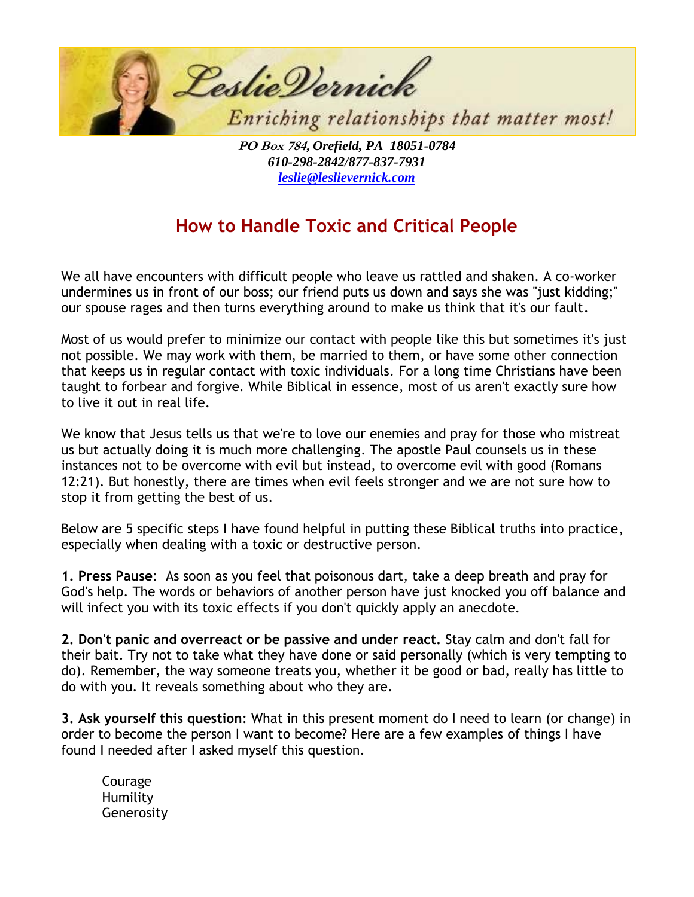Leslie Vernick

*Enriching relationships that matter most!*

***PO Box 784, Orefield, PA 18051-0784***
***610-298-2842/877-837-7931***
***[leslie@leslievernick.com](mailto:leslie@leslievernick.com)***

## How to Handle Toxic and Critical People

We all have encounters with difficult people who leave us rattled and shaken. A co-worker undermines us in front of our boss; our friend puts us down and says she was "just kidding;" our spouse rages and then turns everything around to make us think that it's our fault.

Most of us would prefer to minimize our contact with people like this but sometimes it's just not possible. We may work with them, be married to them, or have some other connection that keeps us in regular contact with toxic individuals. For a long time Christians have been taught to forbear and forgive. While Biblical in essence, most of us aren't exactly sure how to live it out in real life.

We know that Jesus tells us that we're to love our enemies and pray for those who mistreat us but actually doing it is much more challenging. The apostle Paul counsels us in these instances not to be overcome with evil but instead, to overcome evil with good (Romans 12:21). But honestly, there are times when evil feels stronger and we are not sure how to stop it from getting the best of us.

Below are 5 specific steps I have found helpful in putting these Biblical truths into practice, especially when dealing with a toxic or destructive person.

**1. Press Pause**: As soon as you feel that poisonous dart, take a deep breath and pray for God's help. The words or behaviors of another person have just knocked you off balance and will infect you with its toxic effects if you don't quickly apply an anecdote.

**2. Don't panic and overreact or be passive and under react.** Stay calm and don't fall for their bait. Try not to take what they have done or said personally (which is very tempting to do). Remember, the way someone treats you, whether it be good or bad, really has little to do with you. It reveals something about who they are.

**3. Ask yourself this question**: What in this present moment do I need to learn (or change) in order to become the person I want to become? Here are a few examples of things I have found I needed after I asked myself this question.

Courage
Humility
Generosity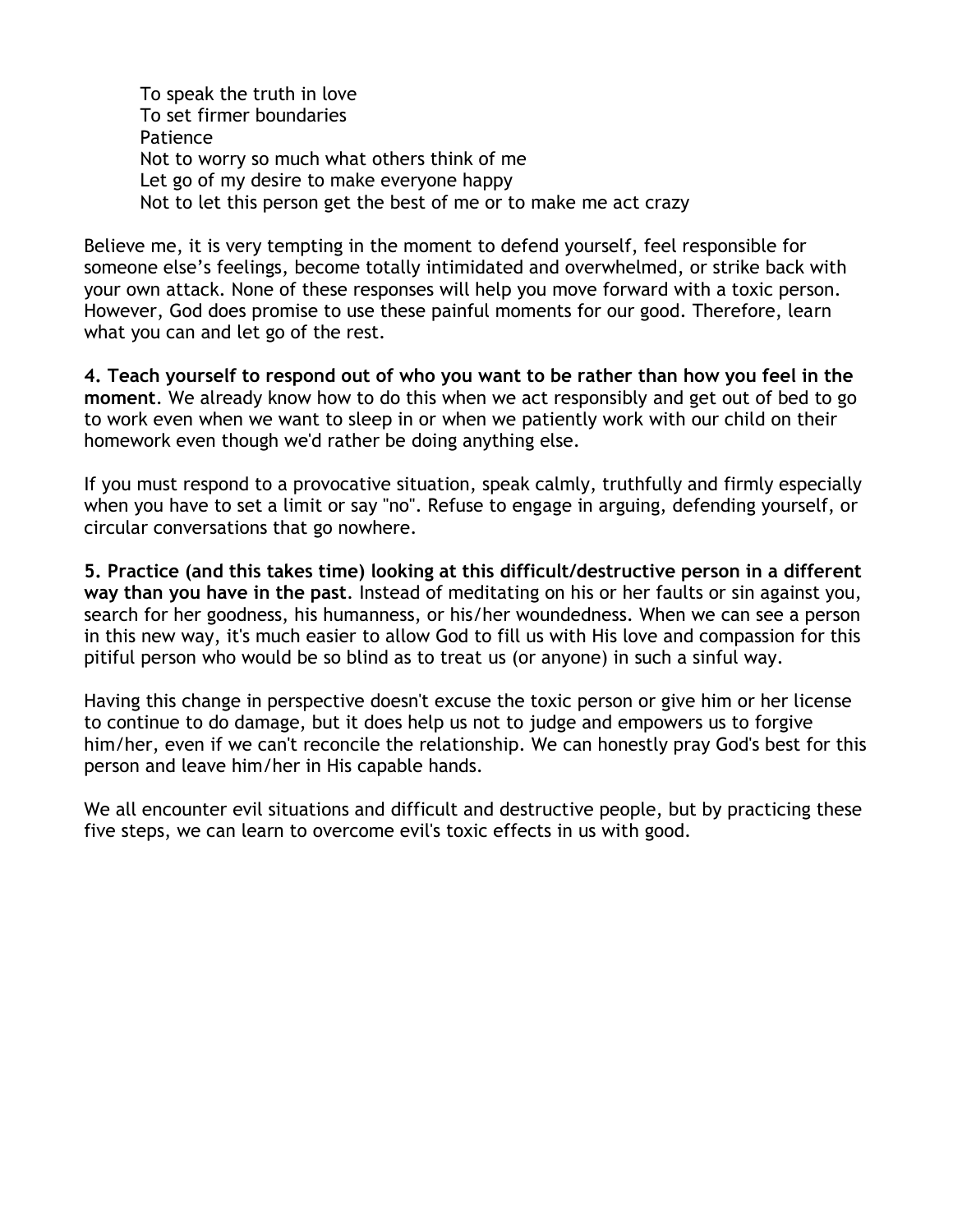To speak the truth in love
To set firmer boundaries
Patience
Not to worry so much what others think of me
Let go of my desire to make everyone happy
Not to let this person get the best of me or to make me act crazy

Believe me, it is very tempting in the moment to defend yourself, feel responsible for someone else's feelings, become totally intimidated and overwhelmed, or strike back with your own attack. None of these responses will help you move forward with a toxic person. However, God does promise to use these painful moments for our good. Therefore, learn what you can and let go of the rest.

**4. Teach yourself to respond out of who you want to be rather than how you feel in the moment**. We already know how to do this when we act responsibly and get out of bed to go to work even when we want to sleep in or when we patiently work with our child on their homework even though we'd rather be doing anything else.

If you must respond to a provocative situation, speak calmly, truthfully and firmly especially when you have to set a limit or say "no". Refuse to engage in arguing, defending yourself, or circular conversations that go nowhere.

**5. Practice (and this takes time) looking at this difficult/destructive person in a different way than you have in the past**. Instead of meditating on his or her faults or sin against you, search for her goodness, his humanness, or his/her woundedness. When we can see a person in this new way, it's much easier to allow God to fill us with His love and compassion for this pitiful person who would be so blind as to treat us (or anyone) in such a sinful way.

Having this change in perspective doesn't excuse the toxic person or give him or her license to continue to do damage, but it does help us not to judge and empowers us to forgive him/her, even if we can't reconcile the relationship. We can honestly pray God's best for this person and leave him/her in His capable hands.

We all encounter evil situations and difficult and destructive people, but by practicing these five steps, we can learn to overcome evil's toxic effects in us with good.